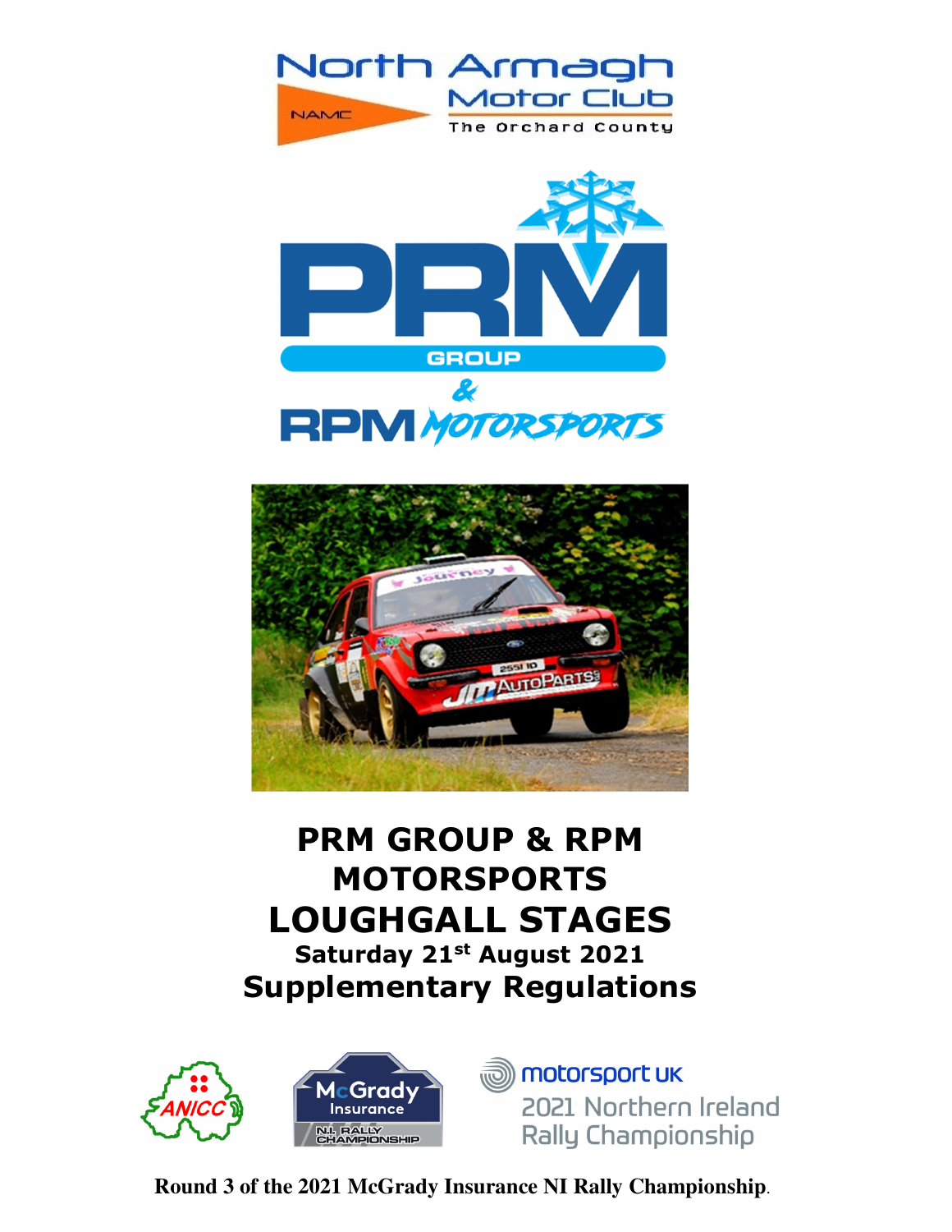North Armagh Motor Club

The Orchard County

PRM GROUP & RPM MOTORSPORTS

# PRM GROUP & RPM MOTORSPORTS LOUGHGALL STAGES

**Saturday 21st August 2021**

## Supplementary Regulations

McGrady Insurance N.I. Rally Championship

motorsport UK 2021 Northern Ireland Rally Championship

**Round 3 of the 2021 McGrady Insurance NI Rally Championship**.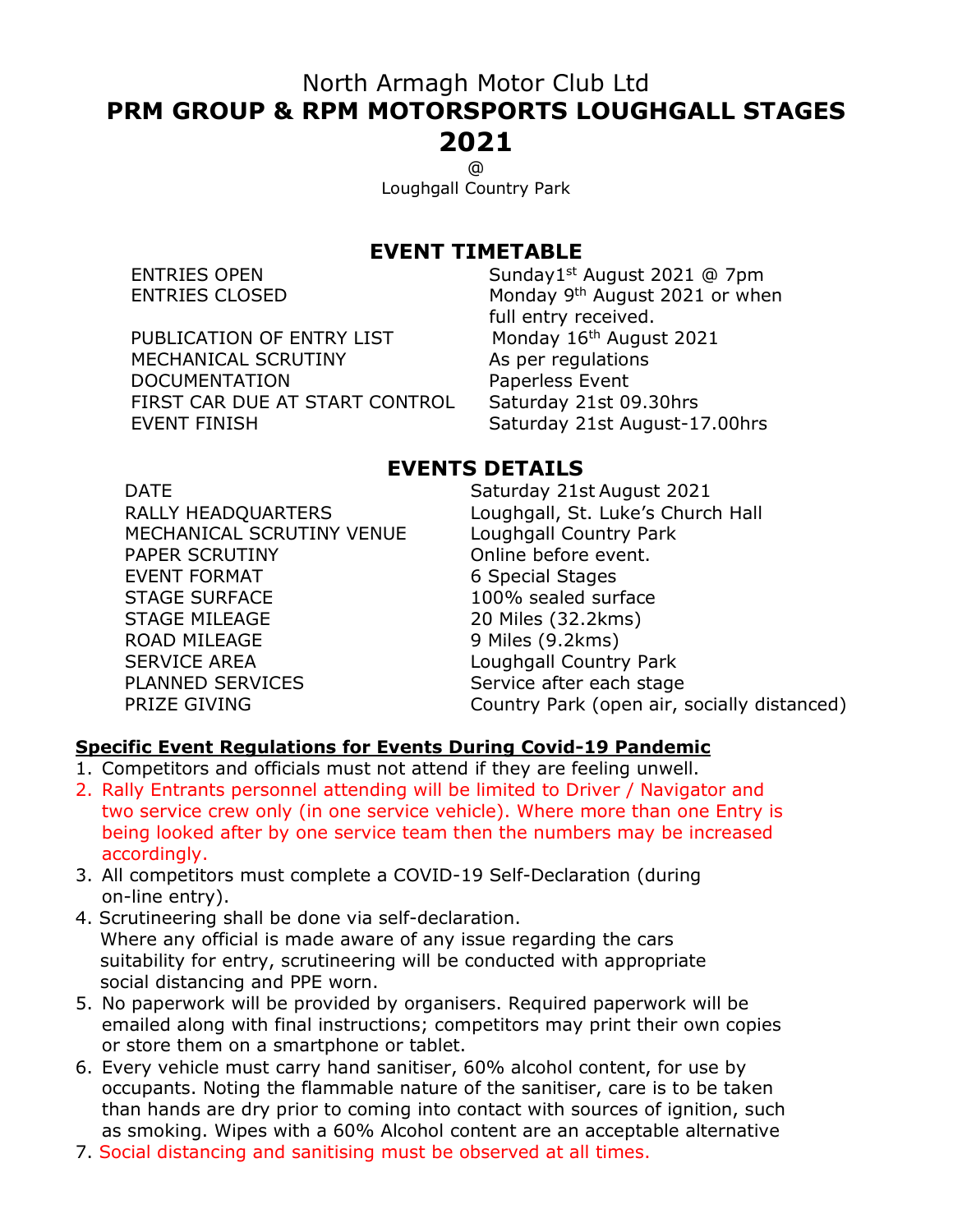North Armagh Motor Club Ltd

# PRM GROUP & RPM MOTORSPORTS LOUGHGALL STAGES 2021

@

Loughgall Country Park

## EVENT TIMETABLE

| | |
|---|---|
| ENTRIES OPEN | Sunday1st August 2021 @ 7pm |
| ENTRIES CLOSED | Monday 9th August 2021 or when full entry received. |
| PUBLICATION OF ENTRY LIST | Monday 16th August 2021 |
| MECHANICAL SCRUTINY | As per regulations |
| DOCUMENTATION | Paperless Event |
| FIRST CAR DUE AT START CONTROL | Saturday 21st 09.30hrs |
| EVENT FINISH | Saturday 21st August-17.00hrs |

## EVENTS DETAILS

| | |
|---|---|
| DATE | Saturday 21st August 2021 |
| RALLY HEADQUARTERS | Loughgall, St. Luke's Church Hall |
| MECHANICAL SCRUTINY VENUE | Loughgall Country Park |
| PAPER SCRUTINY | Online before event. |
| EVENT FORMAT | 6 Special Stages |
| STAGE SURFACE | 100% sealed surface |
| STAGE MILEAGE | 20 Miles (32.2kms) |
| ROAD MILEAGE | 9 Miles (9.2kms) |
| SERVICE AREA | Loughgall Country Park |
| PLANNED SERVICES | Service after each stage |
| PRIZE GIVING | Country Park (open air, socially distanced) |

**Specific Event Regulations for Events During Covid-19 Pandemic**

1. Competitors and officials must not attend if they are feeling unwell.
2. Rally Entrants personnel attending will be limited to Driver / Navigator and two service crew only (in one service vehicle). Where more than one Entry is being looked after by one service team then the numbers may be increased accordingly.
3. All competitors must complete a COVID-19 Self-Declaration (during on-line entry).
4. Scrutineering shall be done via self-declaration. Where any official is made aware of any issue regarding the cars suitability for entry, scrutineering will be conducted with appropriate social distancing and PPE worn.
5. No paperwork will be provided by organisers. Required paperwork will be emailed along with final instructions; competitors may print their own copies or store them on a smartphone or tablet.
6. Every vehicle must carry hand sanitiser, 60% alcohol content, for use by occupants. Noting the flammable nature of the sanitiser, care is to be taken than hands are dry prior to coming into contact with sources of ignition, such as smoking. Wipes with a 60% Alcohol content are an acceptable alternative
7. Social distancing and sanitising must be observed at all times.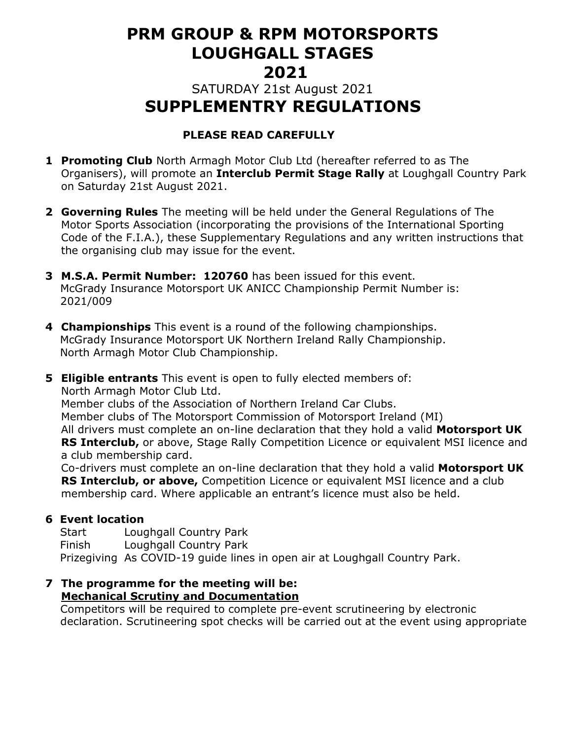# PRM GROUP & RPM MOTORSPORTS LOUGHGALL STAGES 2021

SATURDAY 21st August 2021

# SUPPLEMENTRY REGULATIONS

**PLEASE READ CAREFULLY**

**1 Promoting Club** North Armagh Motor Club Ltd (hereafter referred to as The Organisers), will promote an **Interclub Permit Stage Rally** at Loughgall Country Park on Saturday 21st August 2021.

**2 Governing Rules** The meeting will be held under the General Regulations of The Motor Sports Association (incorporating the provisions of the International Sporting Code of the F.I.A.), these Supplementary Regulations and any written instructions that the organising club may issue for the event.

**3 M.S.A. Permit Number: 120760** has been issued for this event.
McGrady Insurance Motorsport UK ANICC Championship Permit Number is: 2021/009

**4 Championships** This event is a round of the following championships.
McGrady Insurance Motorsport UK Northern Ireland Rally Championship.
North Armagh Motor Club Championship.

**5 Eligible entrants** This event is open to fully elected members of:
North Armagh Motor Club Ltd.
Member clubs of the Association of Northern Ireland Car Clubs.
Member clubs of The Motorsport Commission of Motorsport Ireland (MI)
All drivers must complete an on-line declaration that they hold a valid **Motorsport UK RS Interclub,** or above, Stage Rally Competition Licence or equivalent MSI licence and a club membership card.
Co-drivers must complete an on-line declaration that they hold a valid **Motorsport UK RS Interclub, or above,** Competition Licence or equivalent MSI licence and a club membership card. Where applicable an entrant's licence must also be held.

**6 Event location**

| | |
|---|---|
| Start | Loughgall Country Park |
| Finish | Loughgall Country Park |
| Prizegiving | As COVID-19 guide lines in open air at Loughgall Country Park. |

**7 The programme for the meeting will be:**
**Mechanical Scrutiny and Documentation**
Competitors will be required to complete pre-event scrutineering by electronic declaration. Scrutineering spot checks will be carried out at the event using appropriate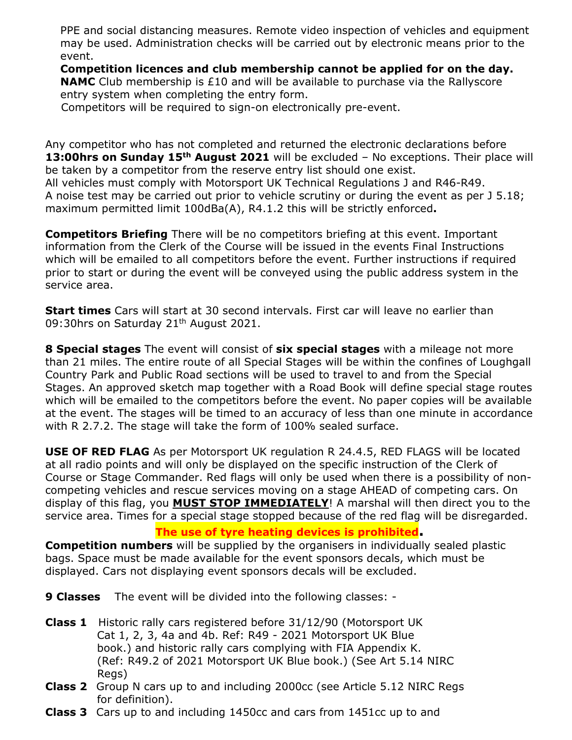PPE and social distancing measures. Remote video inspection of vehicles and equipment may be used. Administration checks will be carried out by electronic means prior to the event.

**Competition licences and club membership cannot be applied for on the day.** **NAMC** Club membership is £10 and will be available to purchase via the Rallyscore entry system when completing the entry form.

Competitors will be required to sign-on electronically pre-event.

Any competitor who has not completed and returned the electronic declarations before **13:00hrs on Sunday 15th August 2021** will be excluded – No exceptions. Their place will be taken by a competitor from the reserve entry list should one exist.
All vehicles must comply with Motorsport UK Technical Regulations J and R46-R49.
A noise test may be carried out prior to vehicle scrutiny or during the event as per J 5.18; maximum permitted limit 100dBa(A), R4.1.2 this will be strictly enforced**.**

**Competitors Briefing** There will be no competitors briefing at this event. Important information from the Clerk of the Course will be issued in the events Final Instructions which will be emailed to all competitors before the event. Further instructions if required prior to start or during the event will be conveyed using the public address system in the service area.

**Start times** Cars will start at 30 second intervals. First car will leave no earlier than 09:30hrs on Saturday 21th August 2021.

**8 Special stages** The event will consist of **six special stages** with a mileage not more than 21 miles. The entire route of all Special Stages will be within the confines of Loughgall Country Park and Public Road sections will be used to travel to and from the Special Stages. An approved sketch map together with a Road Book will define special stage routes which will be emailed to the competitors before the event. No paper copies will be available at the event. The stages will be timed to an accuracy of less than one minute in accordance with R 2.7.2. The stage will take the form of 100% sealed surface.

**USE OF RED FLAG** As per Motorsport UK regulation R 24.4.5, RED FLAGS will be located at all radio points and will only be displayed on the specific instruction of the Clerk of Course or Stage Commander. Red flags will only be used when there is a possibility of non-competing vehicles and rescue services moving on a stage AHEAD of competing cars. On display of this flag, you **MUST STOP IMMEDIATELY**! A marshal will then direct you to the service area. Times for a special stage stopped because of the red flag will be disregarded.

**The use of tyre heating devices is prohibited.**

**Competition numbers** will be supplied by the organisers in individually sealed plastic bags. Space must be made available for the event sponsors decals, which must be displayed. Cars not displaying event sponsors decals will be excluded.

**9 Classes** The event will be divided into the following classes: -

**Class 1** Historic rally cars registered before 31/12/90 (Motorsport UK Cat 1, 2, 3, 4a and 4b. Ref: R49 - 2021 Motorsport UK Blue book.) and historic rally cars complying with FIA Appendix K. (Ref: R49.2 of 2021 Motorsport UK Blue book.) (See Art 5.14 NIRC Regs)

**Class 2** Group N cars up to and including 2000cc (see Article 5.12 NIRC Regs for definition).

**Class 3** Cars up to and including 1450cc and cars from 1451cc up to and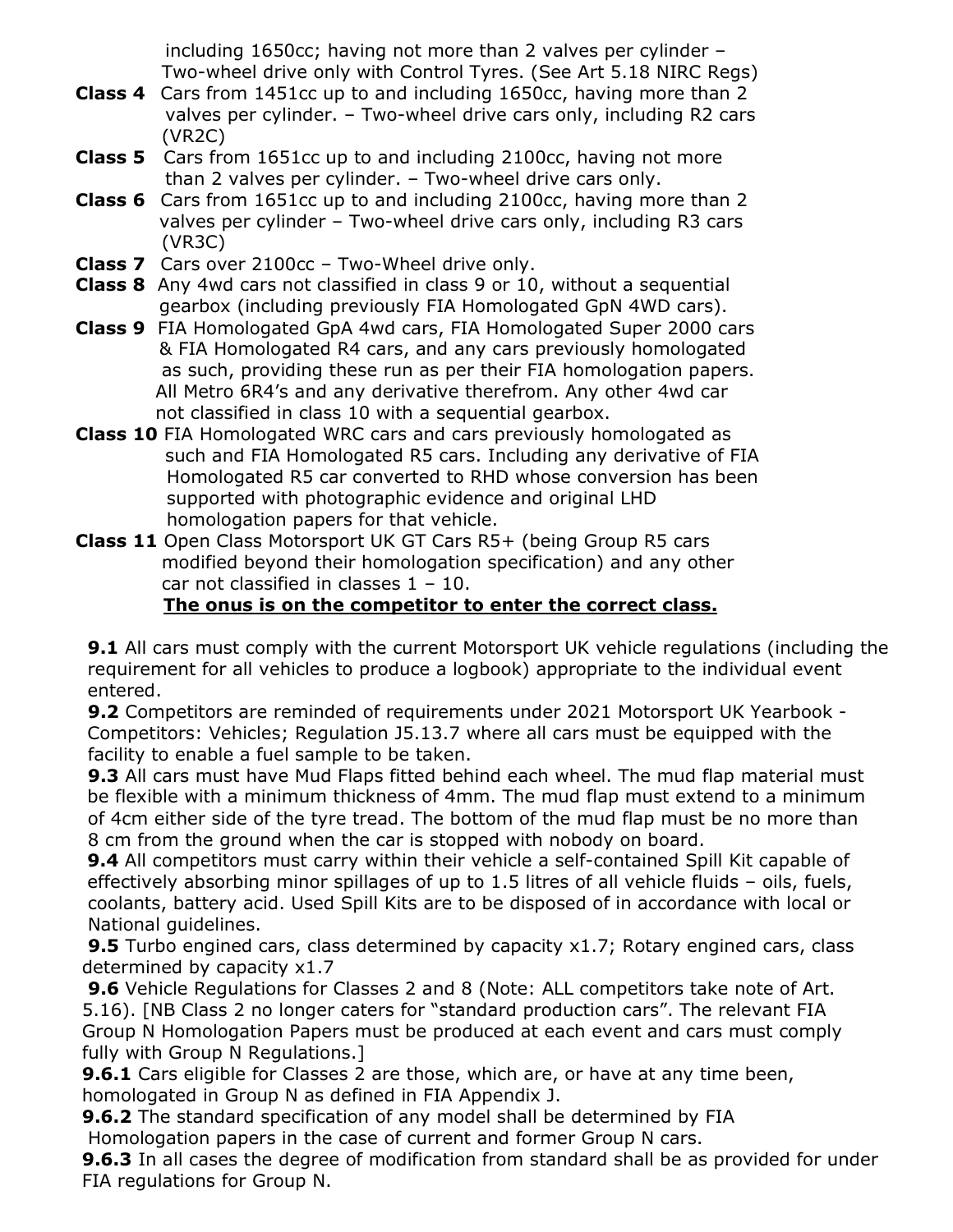including 1650cc; having not more than 2 valves per cylinder – Two-wheel drive only with Control Tyres. (See Art 5.18 NIRC Regs)

**Class 4** Cars from 1451cc up to and including 1650cc, having more than 2 valves per cylinder. – Two-wheel drive cars only, including R2 cars (VR2C)

**Class 5** Cars from 1651cc up to and including 2100cc, having not more than 2 valves per cylinder. – Two-wheel drive cars only.

**Class 6** Cars from 1651cc up to and including 2100cc, having more than 2 valves per cylinder – Two-wheel drive cars only, including R3 cars (VR3C)

**Class 7** Cars over 2100cc – Two-Wheel drive only.

**Class 8** Any 4wd cars not classified in class 9 or 10, without a sequential gearbox (including previously FIA Homologated GpN 4WD cars).

**Class 9** FIA Homologated GpA 4wd cars, FIA Homologated Super 2000 cars & FIA Homologated R4 cars, and any cars previously homologated as such, providing these run as per their FIA homologation papers. All Metro 6R4's and any derivative therefrom. Any other 4wd car not classified in class 10 with a sequential gearbox.

**Class 10** FIA Homologated WRC cars and cars previously homologated as such and FIA Homologated R5 cars. Including any derivative of FIA Homologated R5 car converted to RHD whose conversion has been supported with photographic evidence and original LHD homologation papers for that vehicle.

**Class 11** Open Class Motorsport UK GT Cars R5+ (being Group R5 cars modified beyond their homologation specification) and any other car not classified in classes 1 – 10.

**<u>The onus is on the competitor to enter the correct class.</u>**

**9.1** All cars must comply with the current Motorsport UK vehicle regulations (including the requirement for all vehicles to produce a logbook) appropriate to the individual event entered.

**9.2** Competitors are reminded of requirements under 2021 Motorsport UK Yearbook - Competitors: Vehicles; Regulation J5.13.7 where all cars must be equipped with the facility to enable a fuel sample to be taken.

**9.3** All cars must have Mud Flaps fitted behind each wheel. The mud flap material must be flexible with a minimum thickness of 4mm. The mud flap must extend to a minimum of 4cm either side of the tyre tread. The bottom of the mud flap must be no more than 8 cm from the ground when the car is stopped with nobody on board.

**9.4** All competitors must carry within their vehicle a self-contained Spill Kit capable of effectively absorbing minor spillages of up to 1.5 litres of all vehicle fluids – oils, fuels, coolants, battery acid. Used Spill Kits are to be disposed of in accordance with local or National guidelines.

**9.5** Turbo engined cars, class determined by capacity x1.7; Rotary engined cars, class determined by capacity x1.7

**9.6** Vehicle Regulations for Classes 2 and 8 (Note: ALL competitors take note of Art. 5.16). [NB Class 2 no longer caters for "standard production cars". The relevant FIA Group N Homologation Papers must be produced at each event and cars must comply fully with Group N Regulations.]

**9.6.1** Cars eligible for Classes 2 are those, which are, or have at any time been, homologated in Group N as defined in FIA Appendix J.

**9.6.2** The standard specification of any model shall be determined by FIA Homologation papers in the case of current and former Group N cars.

**9.6.3** In all cases the degree of modification from standard shall be as provided for under FIA regulations for Group N.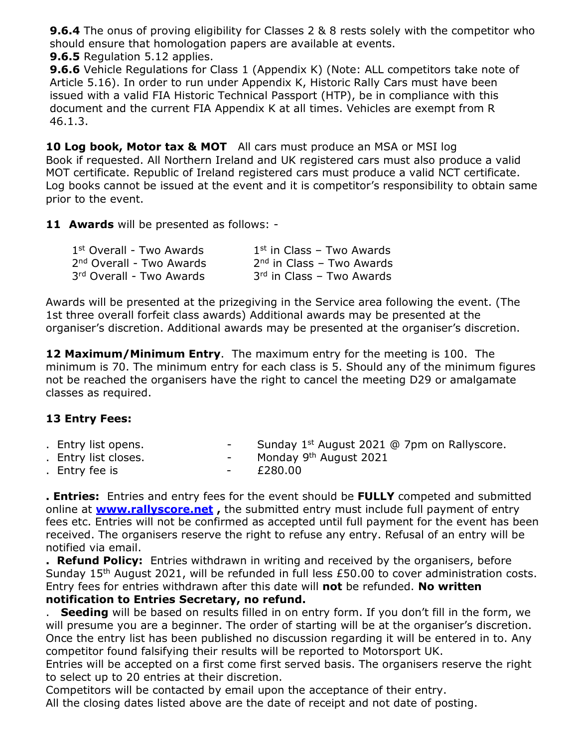**9.6.4** The onus of proving eligibility for Classes 2 & 8 rests solely with the competitor who should ensure that homologation papers are available at events.

**9.6.5** Regulation 5.12 applies.

**9.6.6** Vehicle Regulations for Class 1 (Appendix K) (Note: ALL competitors take note of Article 5.16). In order to run under Appendix K, Historic Rally Cars must have been issued with a valid FIA Historic Technical Passport (HTP), be in compliance with this document and the current FIA Appendix K at all times. Vehicles are exempt from R 46.1.3.

**10 Log book, Motor tax & MOT** All cars must produce an MSA or MSI log Book if requested. All Northern Ireland and UK registered cars must also produce a valid MOT certificate. Republic of Ireland registered cars must produce a valid NCT certificate. Log books cannot be issued at the event and it is competitor's responsibility to obtain same prior to the event.

**11 Awards** will be presented as follows: -

| | |
|---|---|
| 1st Overall - Two Awards | 1st in Class – Two Awards |
| 2nd Overall - Two Awards | 2nd in Class – Two Awards |
| 3rd Overall - Two Awards | 3rd in Class – Two Awards |

Awards will be presented at the prizegiving in the Service area following the event. (The 1st three overall forfeit class awards) Additional awards may be presented at the organiser's discretion. Additional awards may be presented at the organiser's discretion.

**12 Maximum/Minimum Entry**. The maximum entry for the meeting is 100. The minimum is 70. The minimum entry for each class is 5. Should any of the minimum figures not be reached the organisers have the right to cancel the meeting D29 or amalgamate classes as required.

**13 Entry Fees:**

. Entry list opens. - Sunday 1st August 2021 @ 7pm on Rallyscore.
. Entry list closes. - Monday 9th August 2021
. Entry fee is - £280.00

**. Entries:** Entries and entry fees for the event should be **FULLY** competed and submitted online at **www.rallyscore.net ,** the submitted entry must include full payment of entry fees etc. Entries will not be confirmed as accepted until full payment for the event has been received. The organisers reserve the right to refuse any entry. Refusal of an entry will be notified via email.

**. Refund Policy:** Entries withdrawn in writing and received by the organisers, before Sunday 15th August 2021, will be refunded in full less £50.00 to cover administration costs. Entry fees for entries withdrawn after this date will **not** be refunded. **No written notification to Entries Secretary, no refund.**

. **Seeding** will be based on results filled in on entry form. If you don't fill in the form, we will presume you are a beginner. The order of starting will be at the organiser's discretion. Once the entry list has been published no discussion regarding it will be entered in to. Any competitor found falsifying their results will be reported to Motorsport UK.

Entries will be accepted on a first come first served basis. The organisers reserve the right to select up to 20 entries at their discretion.

Competitors will be contacted by email upon the acceptance of their entry.

All the closing dates listed above are the date of receipt and not date of posting.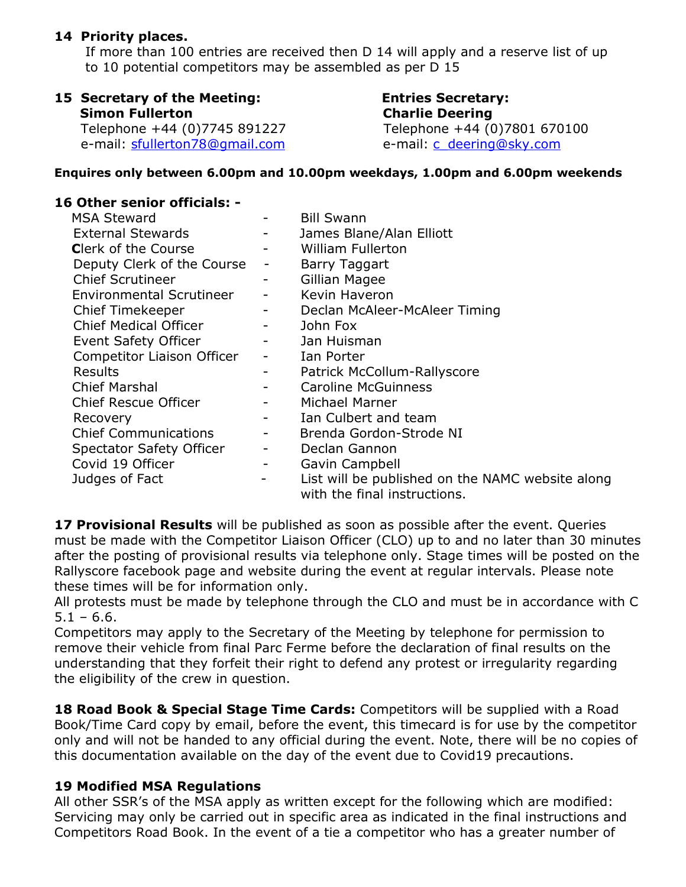**14 Priority places.**

If more than 100 entries are received then D 14 will apply and a reserve list of up to 10 potential competitors may be assembled as per D 15

**15 Secretary of the Meeting:**
**Simon Fullerton**
Telephone +44 (0)7745 891227
e-mail: sfullerton78@gmail.com

**Entries Secretary:**
**Charlie Deering**
Telephone +44 (0)7801 670100
e-mail: c_deering@sky.com

**Enquires only between 6.00pm and 10.00pm weekdays, 1.00pm and 6.00pm weekends**

**16 Other senior officials: -**

| | | |
|---|---|---|
| MSA Steward | - | Bill Swann |
| External Stewards | - | James Blane/Alan Elliott |
| Clerk of the Course | - | William Fullerton |
| Deputy Clerk of the Course | - | Barry Taggart |
| Chief Scrutineer | - | Gillian Magee |
| Environmental Scrutineer | - | Kevin Haveron |
| Chief Timekeeper | - | Declan McAleer-McAleer Timing |
| Chief Medical Officer | - | John Fox |
| Event Safety Officer | - | Jan Huisman |
| Competitor Liaison Officer | - | Ian Porter |
| Results | - | Patrick McCollum-Rallyscore |
| Chief Marshal | - | Caroline McGuinness |
| Chief Rescue Officer | - | Michael Marner |
| Recovery | - | Ian Culbert and team |
| Chief Communications | - | Brenda Gordon-Strode NI |
| Spectator Safety Officer | - | Declan Gannon |
| Covid 19 Officer | - | Gavin Campbell |
| Judges of Fact | - | List will be published on the NAMC website along with the final instructions. |

**17 Provisional Results** will be published as soon as possible after the event. Queries must be made with the Competitor Liaison Officer (CLO) up to and no later than 30 minutes after the posting of provisional results via telephone only. Stage times will be posted on the Rallyscore facebook page and website during the event at regular intervals. Please note these times will be for information only.

All protests must be made by telephone through the CLO and must be in accordance with C 5.1 – 6.6.

Competitors may apply to the Secretary of the Meeting by telephone for permission to remove their vehicle from final Parc Ferme before the declaration of final results on the understanding that they forfeit their right to defend any protest or irregularity regarding the eligibility of the crew in question.

**18 Road Book & Special Stage Time Cards:** Competitors will be supplied with a Road Book/Time Card copy by email, before the event, this timecard is for use by the competitor only and will not be handed to any official during the event. Note, there will be no copies of this documentation available on the day of the event due to Covid19 precautions.

**19 Modified MSA Regulations**

All other SSR's of the MSA apply as written except for the following which are modified: Servicing may only be carried out in specific area as indicated in the final instructions and Competitors Road Book. In the event of a tie a competitor who has a greater number of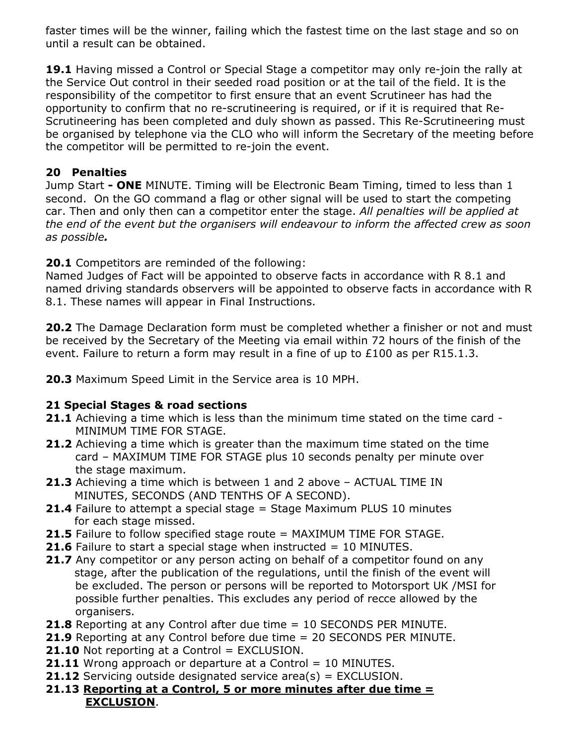faster times will be the winner, failing which the fastest time on the last stage and so on until a result can be obtained.

**19.1** Having missed a Control or Special Stage a competitor may only re-join the rally at the Service Out control in their seeded road position or at the tail of the field. It is the responsibility of the competitor to first ensure that an event Scrutineer has had the opportunity to confirm that no re-scrutineering is required, or if it is required that Re-Scrutineering has been completed and duly shown as passed. This Re-Scrutineering must be organised by telephone via the CLO who will inform the Secretary of the meeting before the competitor will be permitted to re-join the event.

## 20 Penalties

Jump Start **- ONE** MINUTE. Timing will be Electronic Beam Timing, timed to less than 1 second. On the GO command a flag or other signal will be used to start the competing car. Then and only then can a competitor enter the stage. *All penalties will be applied at the end of the event but the organisers will endeavour to inform the affected crew as soon as possible.*

**20.1** Competitors are reminded of the following:
Named Judges of Fact will be appointed to observe facts in accordance with R 8.1 and named driving standards observers will be appointed to observe facts in accordance with R 8.1. These names will appear in Final Instructions.

**20.2** The Damage Declaration form must be completed whether a finisher or not and must be received by the Secretary of the Meeting via email within 72 hours of the finish of the event. Failure to return a form may result in a fine of up to £100 as per R15.1.3.

**20.3** Maximum Speed Limit in the Service area is 10 MPH.

## 21 Special Stages & road sections

**21.1** Achieving a time which is less than the minimum time stated on the time card - MINIMUM TIME FOR STAGE.

**21.2** Achieving a time which is greater than the maximum time stated on the time card – MAXIMUM TIME FOR STAGE plus 10 seconds penalty per minute over the stage maximum.

**21.3** Achieving a time which is between 1 and 2 above – ACTUAL TIME IN MINUTES, SECONDS (AND TENTHS OF A SECOND).

**21.4** Failure to attempt a special stage = Stage Maximum PLUS 10 minutes for each stage missed.

**21.5** Failure to follow specified stage route = MAXIMUM TIME FOR STAGE.

**21.6** Failure to start a special stage when instructed = 10 MINUTES.

**21.7** Any competitor or any person acting on behalf of a competitor found on any stage, after the publication of the regulations, until the finish of the event will be excluded. The person or persons will be reported to Motorsport UK /MSI for possible further penalties. This excludes any period of recce allowed by the organisers.

**21.8** Reporting at any Control after due time = 10 SECONDS PER MINUTE.

**21.9** Reporting at any Control before due time = 20 SECONDS PER MINUTE.

**21.10** Not reporting at a Control = EXCLUSION.

**21.11** Wrong approach or departure at a Control = 10 MINUTES.

**21.12** Servicing outside designated service area(s) = EXCLUSION.

**21.13** **Reporting at a Control, 5 or more minutes after due time = EXCLUSION**.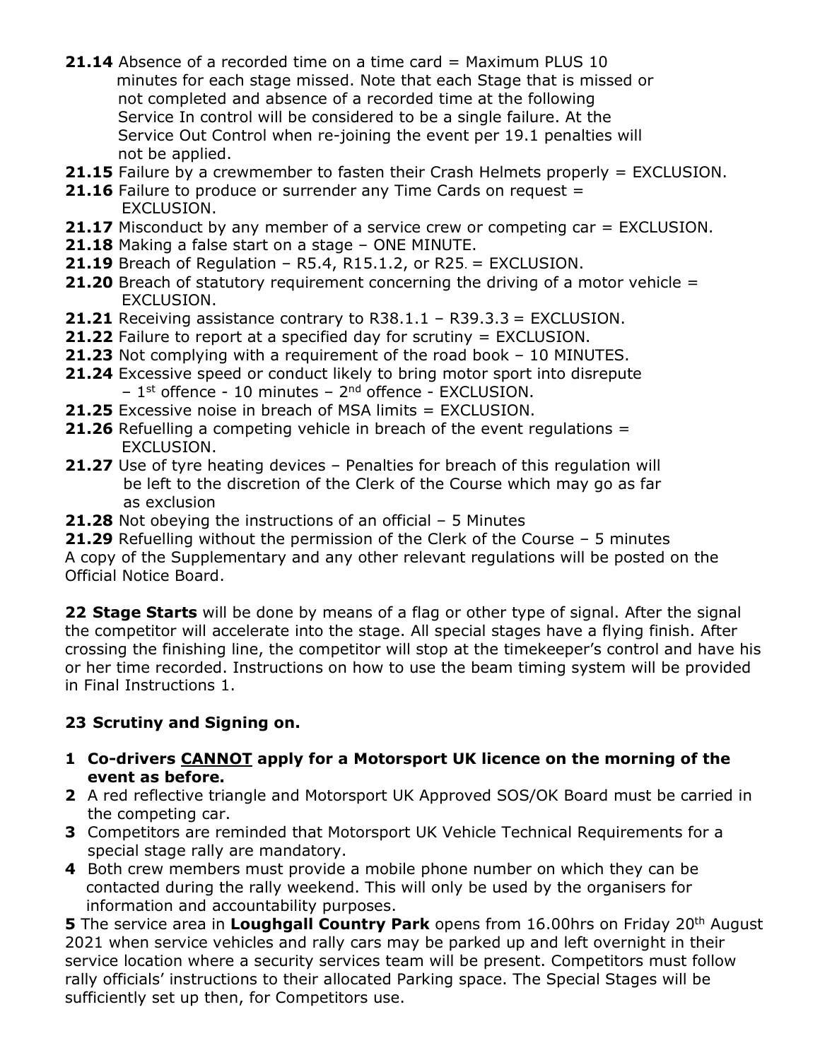**21.14** Absence of a recorded time on a time card = Maximum PLUS 10 minutes for each stage missed. Note that each Stage that is missed or not completed and absence of a recorded time at the following Service In control will be considered to be a single failure. At the Service Out Control when re-joining the event per 19.1 penalties will not be applied.

**21.15** Failure by a crewmember to fasten their Crash Helmets properly = EXCLUSION.

**21.16** Failure to produce or surrender any Time Cards on request = EXCLUSION.

**21.17** Misconduct by any member of a service crew or competing car = EXCLUSION.

**21.18** Making a false start on a stage – ONE MINUTE.

**21.19** Breach of Regulation – R5.4, R15.1.2, or R25. = EXCLUSION.

**21.20** Breach of statutory requirement concerning the driving of a motor vehicle = EXCLUSION.

**21.21** Receiving assistance contrary to R38.1.1 – R39.3.3 = EXCLUSION.

**21.22** Failure to report at a specified day for scrutiny = EXCLUSION.

**21.23** Not complying with a requirement of the road book – 10 MINUTES.

**21.24** Excessive speed or conduct likely to bring motor sport into disrepute – 1st offence - 10 minutes – 2nd offence - EXCLUSION.

**21.25** Excessive noise in breach of MSA limits = EXCLUSION.

**21.26** Refuelling a competing vehicle in breach of the event regulations = EXCLUSION.

**21.27** Use of tyre heating devices – Penalties for breach of this regulation will be left to the discretion of the Clerk of the Course which may go as far as exclusion

**21.28** Not obeying the instructions of an official – 5 Minutes

**21.29** Refuelling without the permission of the Clerk of the Course – 5 minutes

A copy of the Supplementary and any other relevant regulations will be posted on the Official Notice Board.

**22 Stage Starts** will be done by means of a flag or other type of signal. After the signal the competitor will accelerate into the stage. All special stages have a flying finish. After crossing the finishing line, the competitor will stop at the timekeeper's control and have his or her time recorded. Instructions on how to use the beam timing system will be provided in Final Instructions 1.

## 23 Scrutiny and Signing on.

1. **Co-drivers <u>CANNOT</u> apply for a Motorsport UK licence on the morning of the event as before.**
2. A red reflective triangle and Motorsport UK Approved SOS/OK Board must be carried in the competing car.
3. Competitors are reminded that Motorsport UK Vehicle Technical Requirements for a special stage rally are mandatory.
4. Both crew members must provide a mobile phone number on which they can be contacted during the rally weekend. This will only be used by the organisers for information and accountability purposes.

**5** The service area in **Loughgall Country Park** opens from 16.00hrs on Friday 20th August 2021 when service vehicles and rally cars may be parked up and left overnight in their service location where a security services team will be present. Competitors must follow rally officials' instructions to their allocated Parking space. The Special Stages will be sufficiently set up then, for Competitors use.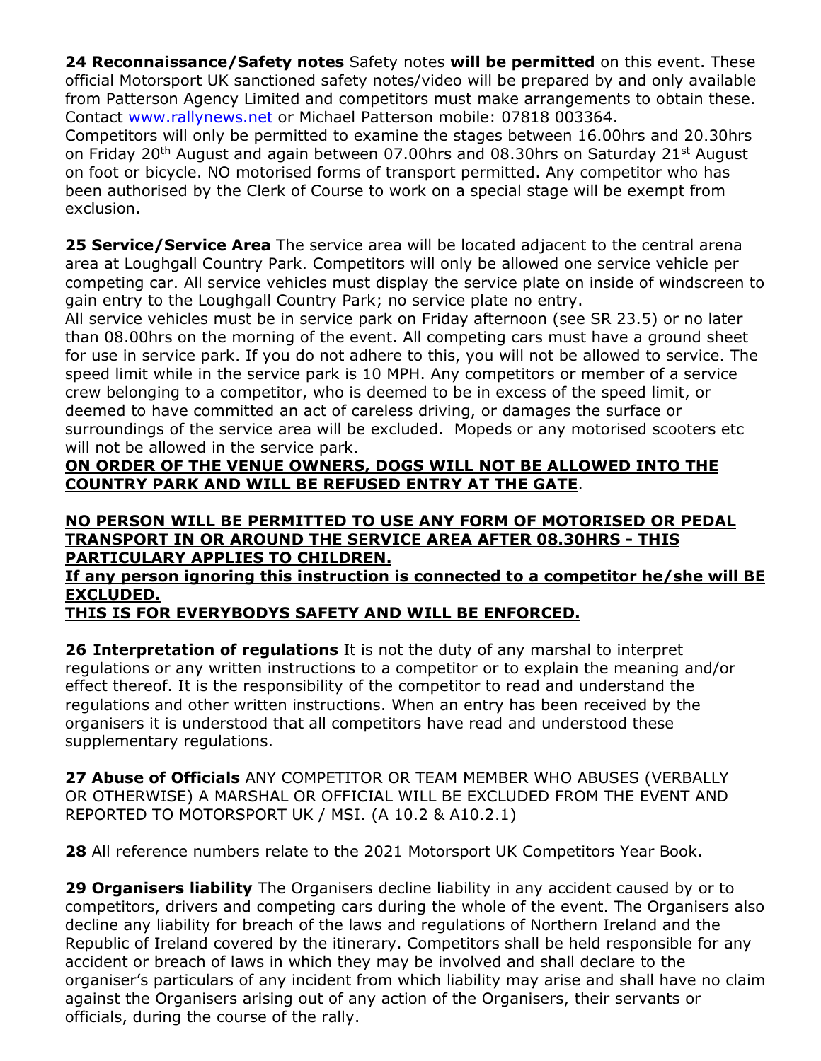**24 Reconnaissance/Safety notes** Safety notes **will be permitted** on this event. These official Motorsport UK sanctioned safety notes/video will be prepared by and only available from Patterson Agency Limited and competitors must make arrangements to obtain these. Contact [www.rallynews.net](http://www.rallynews.net) or Michael Patterson mobile: 07818 003364.
Competitors will only be permitted to examine the stages between 16.00hrs and 20.30hrs on Friday 20th August and again between 07.00hrs and 08.30hrs on Saturday 21st August on foot or bicycle. NO motorised forms of transport permitted. Any competitor who has been authorised by the Clerk of Course to work on a special stage will be exempt from exclusion.

**25 Service/Service Area** The service area will be located adjacent to the central arena area at Loughgall Country Park. Competitors will only be allowed one service vehicle per competing car. All service vehicles must display the service plate on inside of windscreen to gain entry to the Loughgall Country Park; no service plate no entry.
All service vehicles must be in service park on Friday afternoon (see SR 23.5) or no later than 08.00hrs on the morning of the event. All competing cars must have a ground sheet for use in service park. If you do not adhere to this, you will not be allowed to service. The speed limit while in the service park is 10 MPH. Any competitors or member of a service crew belonging to a competitor, who is deemed to be in excess of the speed limit, or deemed to have committed an act of careless driving, or damages the surface or surroundings of the service area will be excluded. Mopeds or any motorised scooters etc will not be allowed in the service park.
**ON ORDER OF THE VENUE OWNERS, DOGS WILL NOT BE ALLOWED INTO THE COUNTRY PARK AND WILL BE REFUSED ENTRY AT THE GATE**.

**NO PERSON WILL BE PERMITTED TO USE ANY FORM OF MOTORISED OR PEDAL TRANSPORT IN OR AROUND THE SERVICE AREA AFTER 08.30HRS - THIS PARTICULARY APPLIES TO CHILDREN.**
**If any person ignoring this instruction is connected to a competitor he/she will BE EXCLUDED.**
**THIS IS FOR EVERYBODYS SAFETY AND WILL BE ENFORCED.**

**26 Interpretation of regulations** It is not the duty of any marshal to interpret regulations or any written instructions to a competitor or to explain the meaning and/or effect thereof. It is the responsibility of the competitor to read and understand the regulations and other written instructions. When an entry has been received by the organisers it is understood that all competitors have read and understood these supplementary regulations.

**27 Abuse of Officials** ANY COMPETITOR OR TEAM MEMBER WHO ABUSES (VERBALLY OR OTHERWISE) A MARSHAL OR OFFICIAL WILL BE EXCLUDED FROM THE EVENT AND REPORTED TO MOTORSPORT UK / MSI. (A 10.2 & A10.2.1)

**28** All reference numbers relate to the 2021 Motorsport UK Competitors Year Book.

**29 Organisers liability** The Organisers decline liability in any accident caused by or to competitors, drivers and competing cars during the whole of the event. The Organisers also decline any liability for breach of the laws and regulations of Northern Ireland and the Republic of Ireland covered by the itinerary. Competitors shall be held responsible for any accident or breach of laws in which they may be involved and shall declare to the organiser's particulars of any incident from which liability may arise and shall have no claim against the Organisers arising out of any action of the Organisers, their servants or officials, during the course of the rally.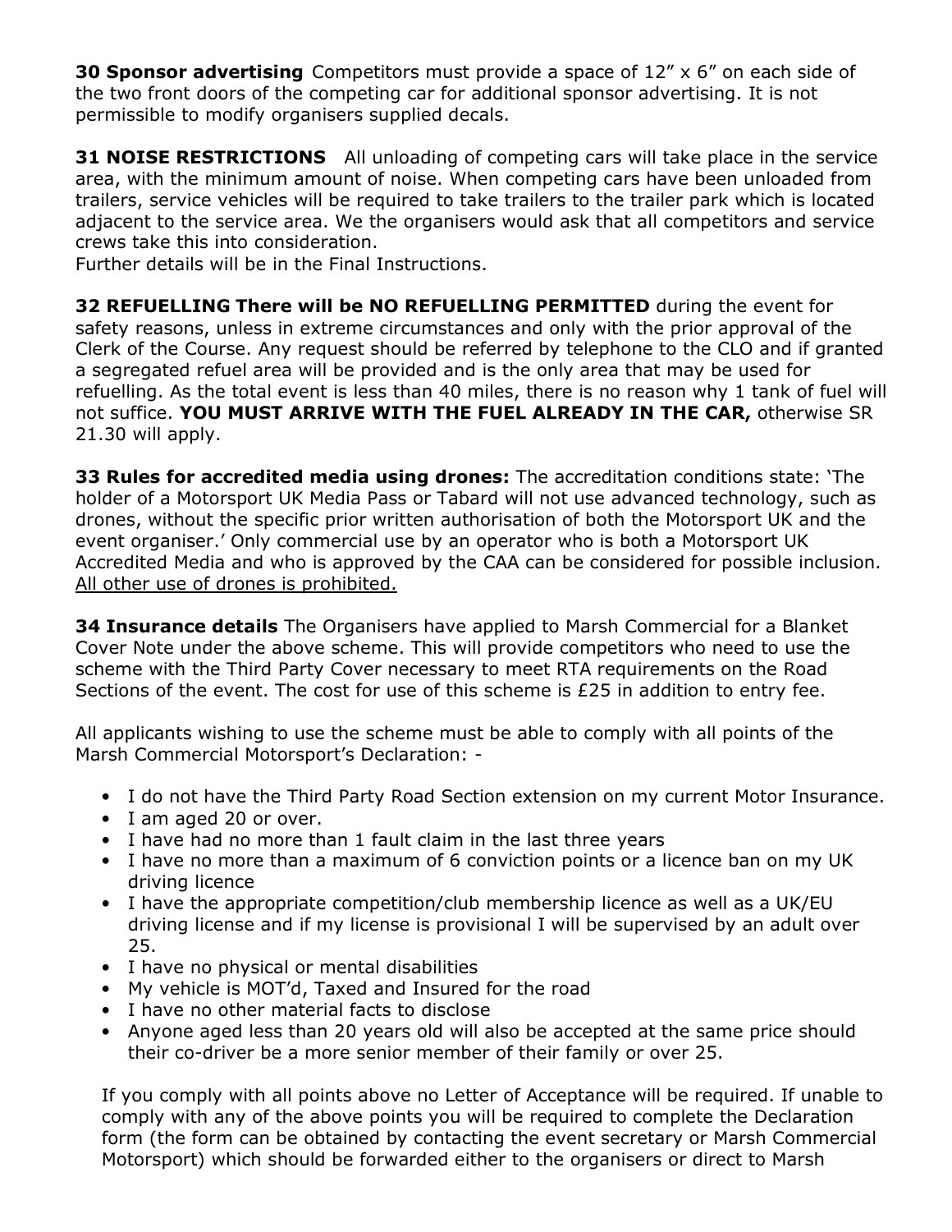**30 Sponsor advertising** Competitors must provide a space of 12" x 6" on each side of the two front doors of the competing car for additional sponsor advertising. It is not permissible to modify organisers supplied decals.

**31 NOISE RESTRICTIONS** All unloading of competing cars will take place in the service area, with the minimum amount of noise. When competing cars have been unloaded from trailers, service vehicles will be required to take trailers to the trailer park which is located adjacent to the service area. We the organisers would ask that all competitors and service crews take this into consideration.
Further details will be in the Final Instructions.

**32 REFUELLING There will be NO REFUELLING PERMITTED** during the event for safety reasons, unless in extreme circumstances and only with the prior approval of the Clerk of the Course. Any request should be referred by telephone to the CLO and if granted a segregated refuel area will be provided and is the only area that may be used for refuelling. As the total event is less than 40 miles, there is no reason why 1 tank of fuel will not suffice. **YOU MUST ARRIVE WITH THE FUEL ALREADY IN THE CAR,** otherwise SR 21.30 will apply.

**33 Rules for accredited media using drones:** The accreditation conditions state: 'The holder of a Motorsport UK Media Pass or Tabard will not use advanced technology, such as drones, without the specific prior written authorisation of both the Motorsport UK and the event organiser.' Only commercial use by an operator who is both a Motorsport UK Accredited Media and who is approved by the CAA can be considered for possible inclusion. <u>All other use of drones is prohibited.</u>

**34 Insurance details** The Organisers have applied to Marsh Commercial for a Blanket Cover Note under the above scheme. This will provide competitors who need to use the scheme with the Third Party Cover necessary to meet RTA requirements on the Road Sections of the event. The cost for use of this scheme is £25 in addition to entry fee.

All applicants wishing to use the scheme must be able to comply with all points of the Marsh Commercial Motorsport's Declaration: -

- I do not have the Third Party Road Section extension on my current Motor Insurance.
- I am aged 20 or over.
- I have had no more than 1 fault claim in the last three years
- I have no more than a maximum of 6 conviction points or a licence ban on my UK driving licence
- I have the appropriate competition/club membership licence as well as a UK/EU driving license and if my license is provisional I will be supervised by an adult over 25.
- I have no physical or mental disabilities
- My vehicle is MOT'd, Taxed and Insured for the road
- I have no other material facts to disclose
- Anyone aged less than 20 years old will also be accepted at the same price should their co-driver be a more senior member of their family or over 25.

If you comply with all points above no Letter of Acceptance will be required. If unable to comply with any of the above points you will be required to complete the Declaration form (the form can be obtained by contacting the event secretary or Marsh Commercial Motorsport) which should be forwarded either to the organisers or direct to Marsh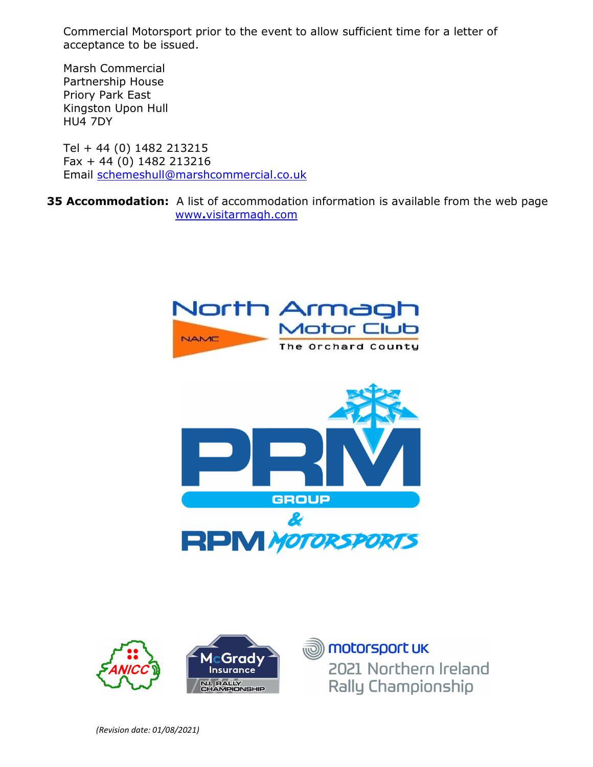Commercial Motorsport prior to the event to allow sufficient time for a letter of acceptance to be issued.

Marsh Commercial
Partnership House
Priory Park East
Kingston Upon Hull
HU4 7DY

Tel + 44 (0) 1482 213215
Fax + 44 (0) 1482 213216
Email schemeshull@marshcommercial.co.uk

**35 Accommodation:** A list of accommodation information is available from the web page www.visitarmagh.com

*(Revision date: 01/08/2021)*